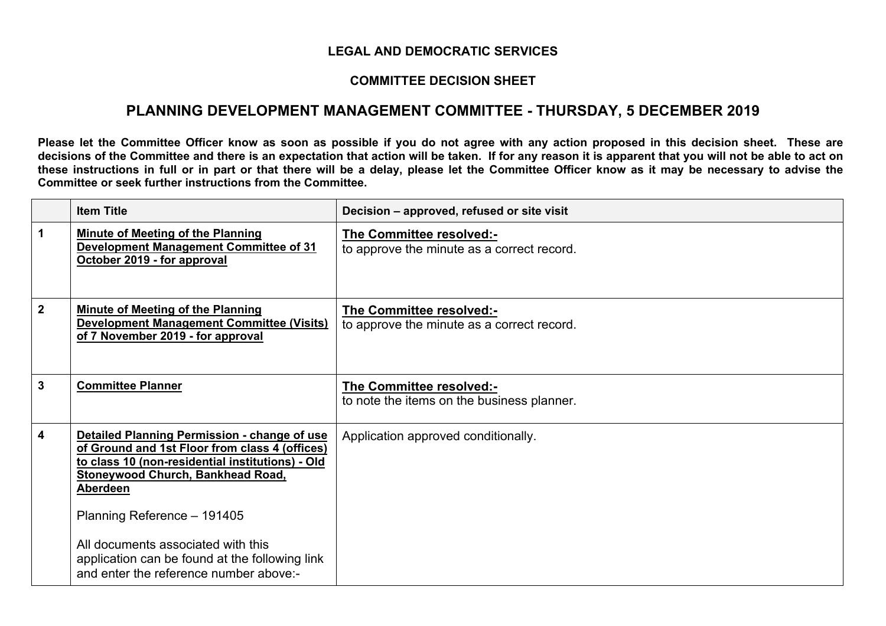**LEGAL AND DEMOCRATIC SERVICES**

**COMMITTEE DECISION SHEET**

## PLANNING DEVELOPMENT MANAGEMENT COMMITTEE - THURSDAY, 5 DECEMBER 2019

**Please let the Committee Officer know as soon as possible if you do not agree with any action proposed in this decision sheet. These are decisions of the Committee and there is an expectation that action will be taken. If for any reason it is apparent that you will not be able to act on these instructions in full or in part or that there will be a delay, please let the Committee Officer know as it may be necessary to advise the Committee or seek further instructions from the Committee.**

| | Item Title | Decision – approved, refused or site visit |
|---|---|---|
| **1** | **Minute of Meeting of the Planning Development Management Committee of 31 October 2019 - for approval** | **The Committee resolved:-**<br>to approve the minute as a correct record. |
| **2** | **Minute of Meeting of the Planning Development Management Committee (Visits) of 7 November 2019 - for approval** | **The Committee resolved:-**<br>to approve the minute as a correct record. |
| **3** | **Committee Planner** | **The Committee resolved:-**<br>to note the items on the business planner. |
| **4** | **Detailed Planning Permission - change of use of Ground and 1st Floor from class 4 (offices) to class 10 (non-residential institutions) - Old Stoneywood Church, Bankhead Road, Aberdeen**<br><br>Planning Reference – 191405<br><br>All documents associated with this application can be found at the following link and enter the reference number above:- | Application approved conditionally. |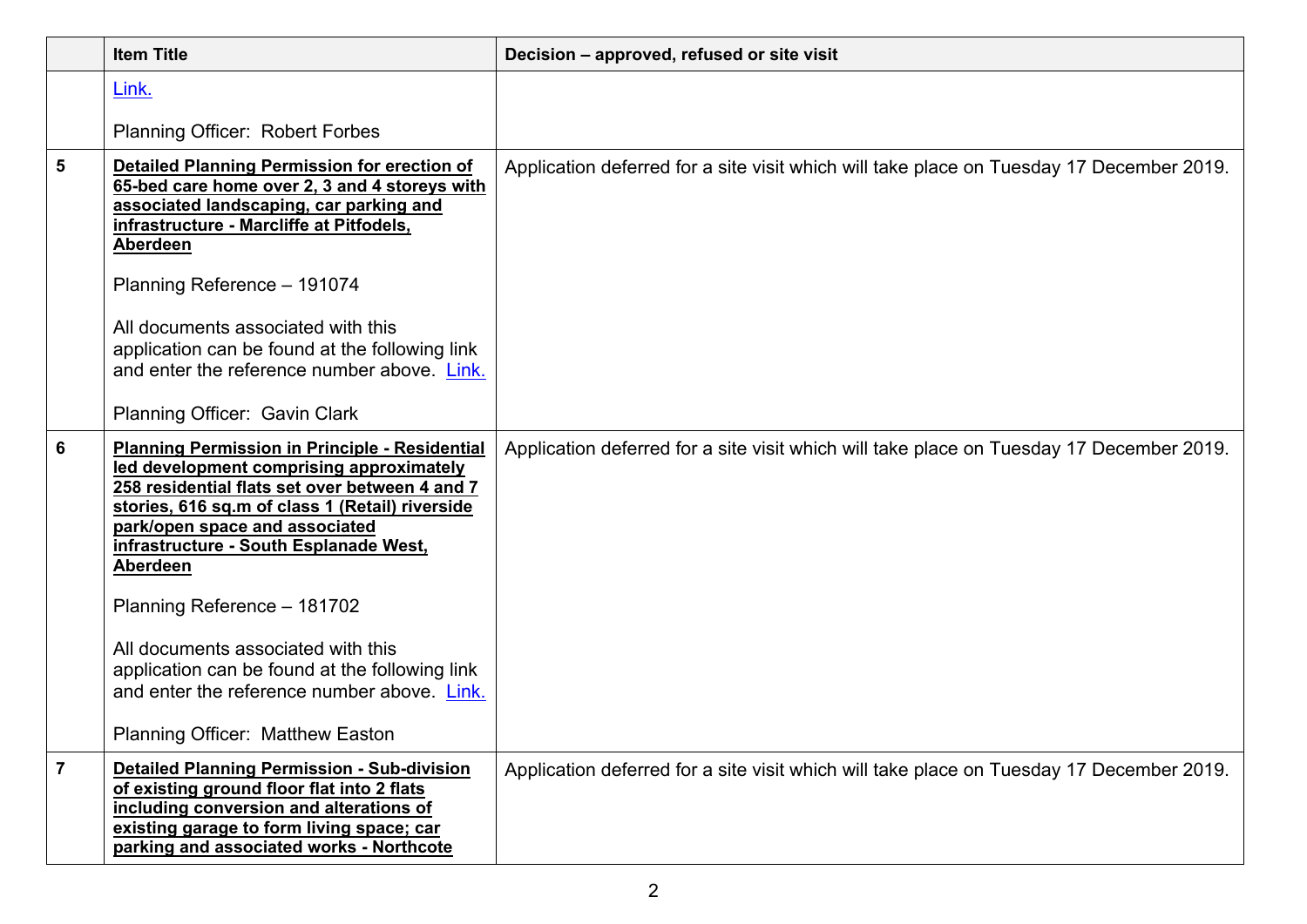| | Item Title | Decision – approved, refused or site visit |
|---|---|---|
| | Link.<br><br>Planning Officer: Robert Forbes | |
| 5 | **Detailed Planning Permission for erection of 65-bed care home over 2, 3 and 4 storeys with associated landscaping, car parking and infrastructure - Marcliffe at Pitfodels, Aberdeen**<br><br>Planning Reference – 191074<br><br>All documents associated with this application can be found at the following link and enter the reference number above. Link.<br><br>Planning Officer: Gavin Clark | Application deferred for a site visit which will take place on Tuesday 17 December 2019. |
| 6 | **Planning Permission in Principle - Residential led development comprising approximately 258 residential flats set over between 4 and 7 stories, 616 sq.m of class 1 (Retail) riverside park/open space and associated infrastructure - South Esplanade West, Aberdeen**<br><br>Planning Reference – 181702<br><br>All documents associated with this application can be found at the following link and enter the reference number above. Link.<br><br>Planning Officer: Matthew Easton | Application deferred for a site visit which will take place on Tuesday 17 December 2019. |
| 7 | **Detailed Planning Permission - Sub-division of existing ground floor flat into 2 flats including conversion and alterations of existing garage to form living space; car parking and associated works - Northcote** | Application deferred for a site visit which will take place on Tuesday 17 December 2019. |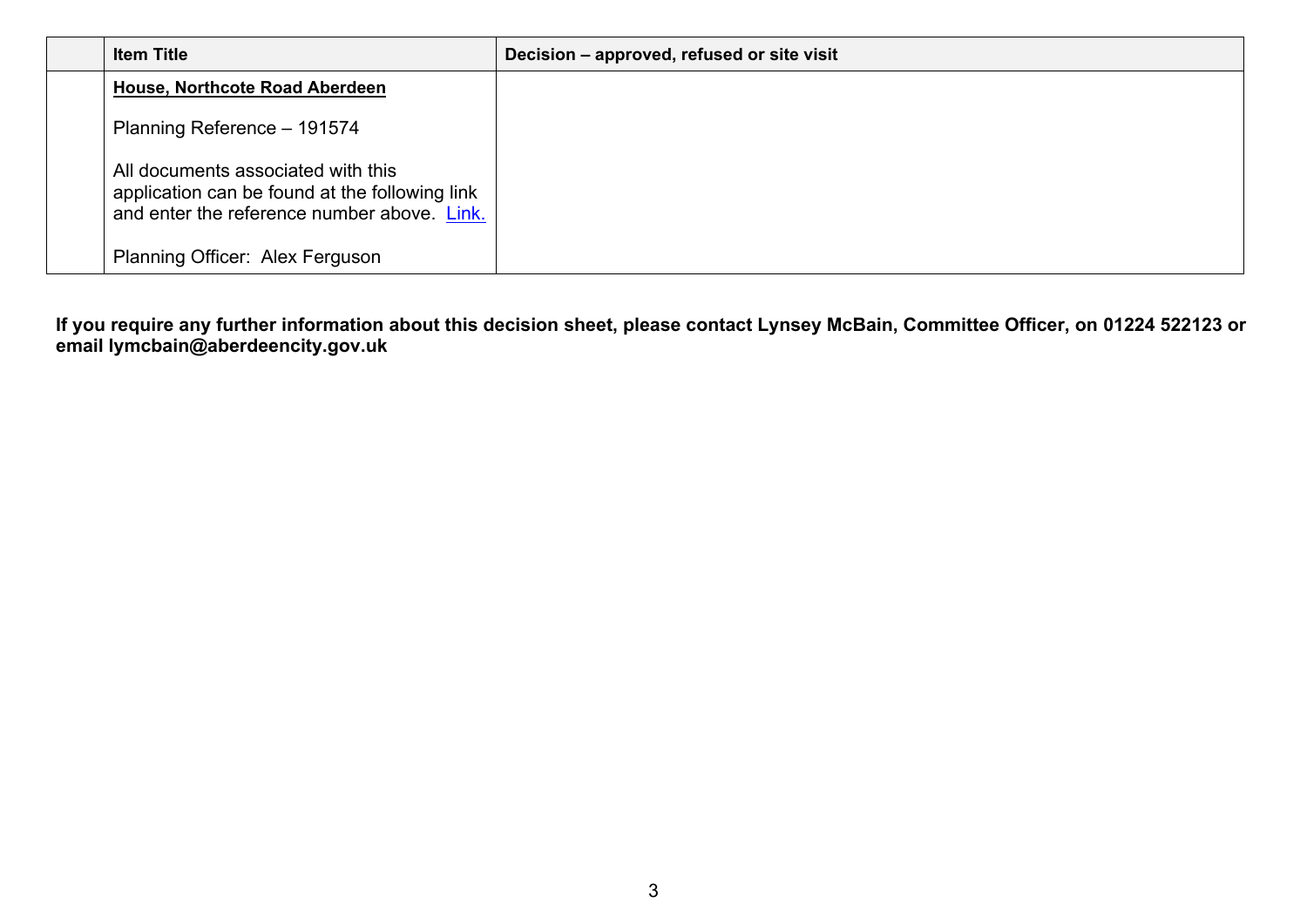| | Item Title | Decision – approved, refused or site visit |
|---|---|---|
| | **House, Northcote Road Aberdeen**<br><br>Planning Reference – 191574<br><br>All documents associated with this application can be found at the following link and enter the reference number above. Link.<br><br>Planning Officer: Alex Ferguson | |

**If you require any further information about this decision sheet, please contact Lynsey McBain, Committee Officer, on 01224 522123 or email lymcbain@aberdeencity.gov.uk**